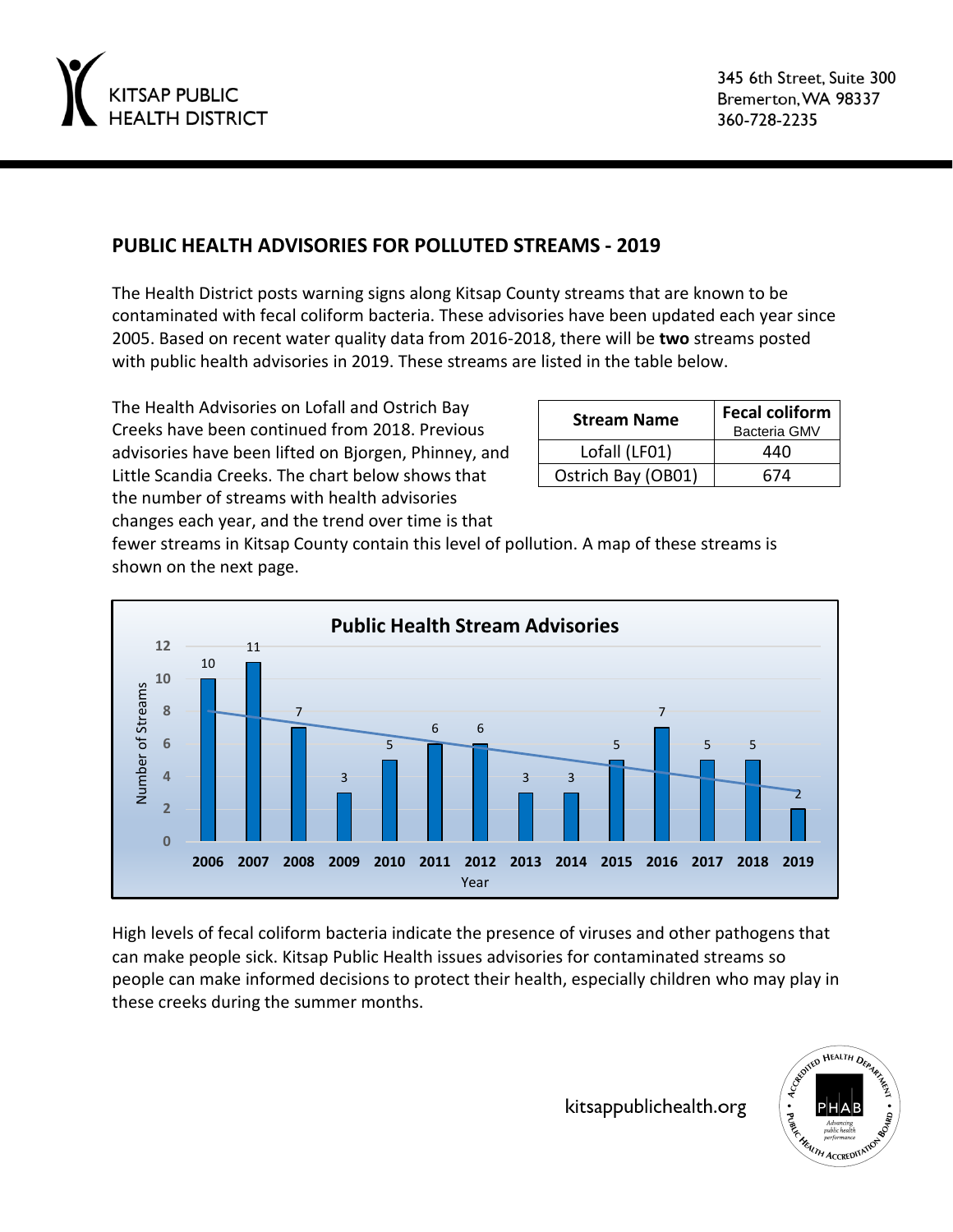KITSAP PUBLIC HEALTH DISTRICT

345 6th Street, Suite 300
Bremerton, WA 98337
360-728-2235

## PUBLIC HEALTH ADVISORIES FOR POLLUTED STREAMS - 2019

The Health District posts warning signs along Kitsap County streams that are known to be contaminated with fecal coliform bacteria. These advisories have been updated each year since 2005. Based on recent water quality data from 2016-2018, there will be **two** streams posted with public health advisories in 2019. These streams are listed in the table below.

| Stream Name | Fecal coliform Bacteria GMV |
| --- | --- |
| Lofall (LF01) | 440 |
| Ostrich Bay (OB01) | 674 |

The Health Advisories on Lofall and Ostrich Bay Creeks have been continued from 2018. Previous advisories have been lifted on Bjorgen, Phinney, and Little Scandia Creeks. The chart below shows that the number of streams with health advisories changes each year, and the trend over time is that fewer streams in Kitsap County contain this level of pollution. A map of these streams is shown on the next page.

**Public Health Stream Advisories**

| Year | Number of Streams |
| --- | --- |
| 2006 | 10 |
| 2007 | 11 |
| 2008 | 7 |
| 2009 | 3 |
| 2010 | 5 |
| 2011 | 6 |
| 2012 | 6 |
| 2013 | 3 |
| 2014 | 3 |
| 2015 | 5 |
| 2016 | 7 |
| 2017 | 5 |
| 2018 | 5 |
| 2019 | 2 |

High levels of fecal coliform bacteria indicate the presence of viruses and other pathogens that can make people sick. Kitsap Public Health issues advisories for contaminated streams so people can make informed decisions to protect their health, especially children who may play in these creeks during the summer months.

kitsappublichealth.org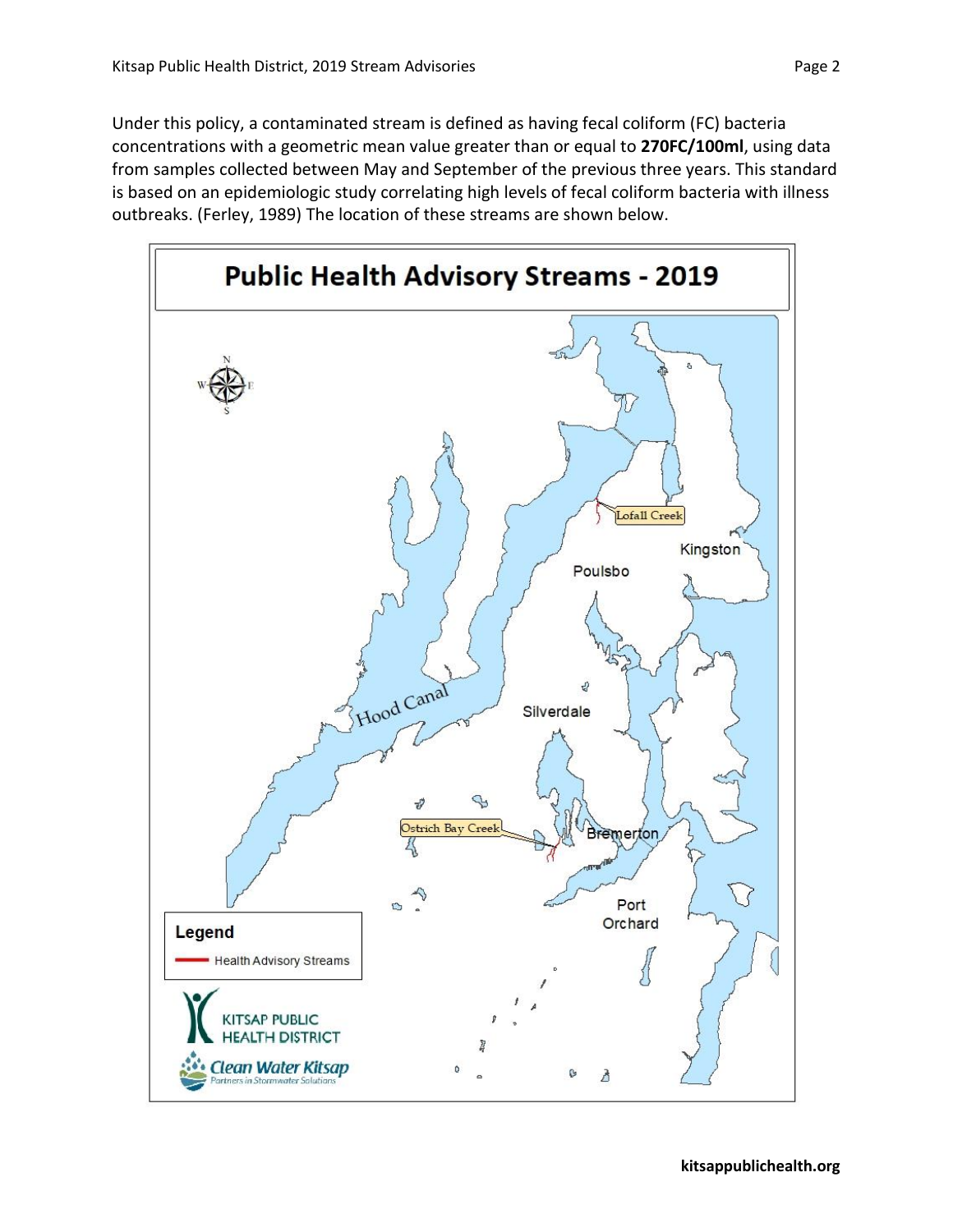Under this policy, a contaminated stream is defined as having fecal coliform (FC) bacteria concentrations with a geometric mean value greater than or equal to **270FC/100ml**, using data from samples collected between May and September of the previous three years. This standard is based on an epidemiologic study correlating high levels of fecal coliform bacteria with illness outbreaks. (Ferley, 1989) The location of these streams are shown below.

Public Health Advisory Streams - 2019

Lofall Creek

Kingston

Poulsbo

Hood Canal

Silverdale

Ostrich Bay Creek

Bremerton

Port Orchard

Legend

Health Advisory Streams

KITSAP PUBLIC HEALTH DISTRICT

Clean Water Kitsap

Partners in Stormwater Solutions